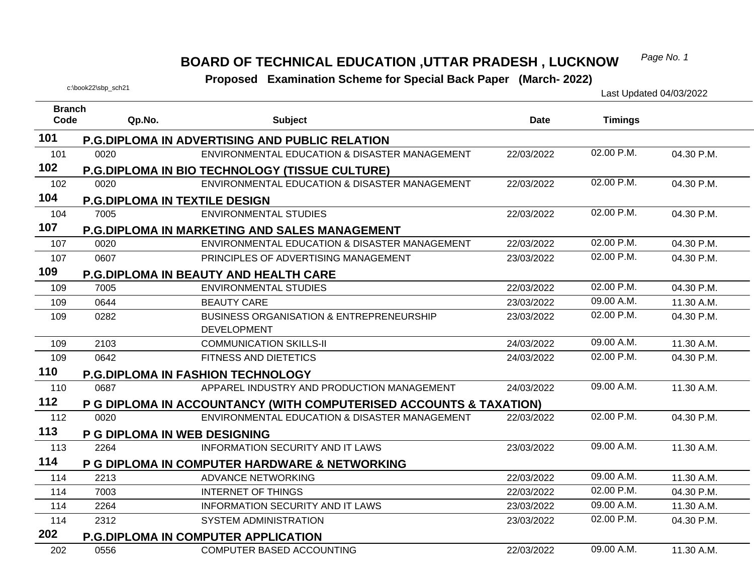# BOARD OF TECHNICAL EDUCATION ,UTTAR PRADESH , LUCKNOW

**Proposed Examination Scheme for Special Back Paper (March- 2022)**

c:\book22\sbp_sch21

Last Updated 04/03/2022

| Branch Code | Qp.No. | Subject | Date | Timings | |
|---|---|---|---|---|---|
| **101** | **P.G.DIPLOMA IN ADVERTISING AND PUBLIC RELATION** | | | | |
| 101 | 0020 | ENVIRONMENTAL EDUCATION & DISASTER MANAGEMENT | 22/03/2022 | 02.00 P.M. | 04.30 P.M. |
| **102** | **P.G.DIPLOMA IN BIO TECHNOLOGY (TISSUE CULTURE)** | | | | |
| 102 | 0020 | ENVIRONMENTAL EDUCATION & DISASTER MANAGEMENT | 22/03/2022 | 02.00 P.M. | 04.30 P.M. |
| **104** | **P.G.DIPLOMA IN TEXTILE DESIGN** | | | | |
| 104 | 7005 | ENVIRONMENTAL STUDIES | 22/03/2022 | 02.00 P.M. | 04.30 P.M. |
| **107** | **P.G.DIPLOMA IN MARKETING AND SALES MANAGEMENT** | | | | |
| 107 | 0020 | ENVIRONMENTAL EDUCATION & DISASTER MANAGEMENT | 22/03/2022 | 02.00 P.M. | 04.30 P.M. |
| 107 | 0607 | PRINCIPLES OF ADVERTISING MANAGEMENT | 23/03/2022 | 02.00 P.M. | 04.30 P.M. |
| **109** | **P.G.DIPLOMA IN BEAUTY AND HEALTH CARE** | | | | |
| 109 | 7005 | ENVIRONMENTAL STUDIES | 22/03/2022 | 02.00 P.M. | 04.30 P.M. |
| 109 | 0644 | BEAUTY CARE | 23/03/2022 | 09.00 A.M. | 11.30 A.M. |
| 109 | 0282 | BUSINESS ORGANISATION & ENTREPRENEURSHIP DEVELOPMENT | 23/03/2022 | 02.00 P.M. | 04.30 P.M. |
| 109 | 2103 | COMMUNICATION SKILLS-II | 24/03/2022 | 09.00 A.M. | 11.30 A.M. |
| 109 | 0642 | FITNESS AND DIETETICS | 24/03/2022 | 02.00 P.M. | 04.30 P.M. |
| **110** | **P.G.DIPLOMA IN FASHION TECHNOLOGY** | | | | |
| 110 | 0687 | APPAREL INDUSTRY AND PRODUCTION MANAGEMENT | 24/03/2022 | 09.00 A.M. | 11.30 A.M. |
| **112** | **P G DIPLOMA IN ACCOUNTANCY (WITH COMPUTERISED ACCOUNTS & TAXATION)** | | | | |
| 112 | 0020 | ENVIRONMENTAL EDUCATION & DISASTER MANAGEMENT | 22/03/2022 | 02.00 P.M. | 04.30 P.M. |
| **113** | **P G DIPLOMA IN WEB DESIGNING** | | | | |
| 113 | 2264 | INFORMATION SECURITY AND IT LAWS | 23/03/2022 | 09.00 A.M. | 11.30 A.M. |
| **114** | **P G DIPLOMA IN COMPUTER HARDWARE & NETWORKING** | | | | |
| 114 | 2213 | ADVANCE NETWORKING | 22/03/2022 | 09.00 A.M. | 11.30 A.M. |
| 114 | 7003 | INTERNET OF THINGS | 22/03/2022 | 02.00 P.M. | 04.30 P.M. |
| 114 | 2264 | INFORMATION SECURITY AND IT LAWS | 23/03/2022 | 09.00 A.M. | 11.30 A.M. |
| 114 | 2312 | SYSTEM ADMINISTRATION | 23/03/2022 | 02.00 P.M. | 04.30 P.M. |
| **202** | **P.G.DIPLOMA IN COMPUTER APPLICATION** | | | | |
| 202 | 0556 | COMPUTER BASED ACCOUNTING | 22/03/2022 | 09.00 A.M. | 11.30 A.M. |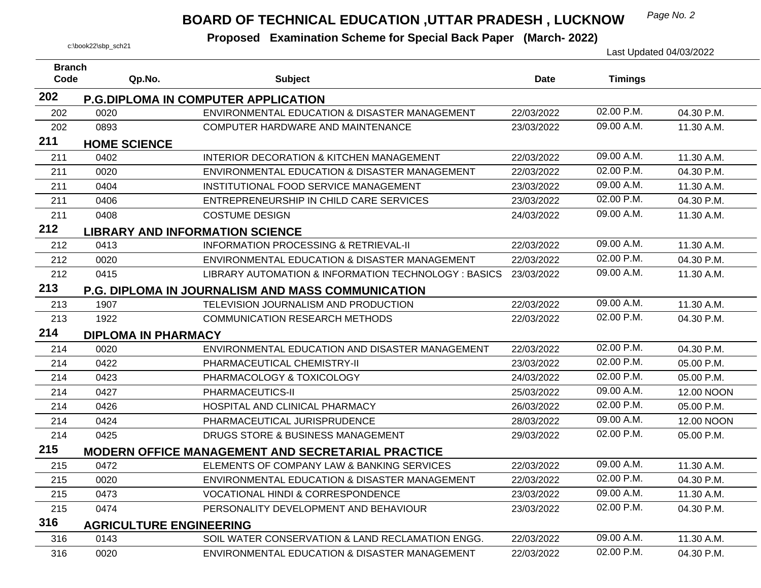# BOARD OF TECHNICAL EDUCATION ,UTTAR PRADESH , LUCKNOW

**Proposed Examination Scheme for Special Back Paper (March- 2022)**

c:\book22\sbp_sch21

Last Updated 04/03/2022

| Branch Code | Qp.No. | Subject | Date | Timings | |
|---|---|---|---|---|---|
| **202** | **P.G.DIPLOMA IN COMPUTER APPLICATION** | | | | |
| 202 | 0020 | ENVIRONMENTAL EDUCATION & DISASTER MANAGEMENT | 22/03/2022 | 02.00 P.M. | 04.30 P.M. |
| 202 | 0893 | COMPUTER HARDWARE AND MAINTENANCE | 23/03/2022 | 09.00 A.M. | 11.30 A.M. |
| **211** | **HOME SCIENCE** | | | | |
| 211 | 0402 | INTERIOR DECORATION & KITCHEN MANAGEMENT | 22/03/2022 | 09.00 A.M. | 11.30 A.M. |
| 211 | 0020 | ENVIRONMENTAL EDUCATION & DISASTER MANAGEMENT | 22/03/2022 | 02.00 P.M. | 04.30 P.M. |
| 211 | 0404 | INSTITUTIONAL FOOD SERVICE MANAGEMENT | 23/03/2022 | 09.00 A.M. | 11.30 A.M. |
| 211 | 0406 | ENTREPRENEURSHIP IN CHILD CARE SERVICES | 23/03/2022 | 02.00 P.M. | 04.30 P.M. |
| 211 | 0408 | COSTUME DESIGN | 24/03/2022 | 09.00 A.M. | 11.30 A.M. |
| **212** | **LIBRARY AND INFORMATION SCIENCE** | | | | |
| 212 | 0413 | INFORMATION PROCESSING & RETRIEVAL-II | 22/03/2022 | 09.00 A.M. | 11.30 A.M. |
| 212 | 0020 | ENVIRONMENTAL EDUCATION & DISASTER MANAGEMENT | 22/03/2022 | 02.00 P.M. | 04.30 P.M. |
| 212 | 0415 | LIBRARY AUTOMATION & INFORMATION TECHNOLOGY : BASICS | 23/03/2022 | 09.00 A.M. | 11.30 A.M. |
| **213** | **P.G. DIPLOMA IN JOURNALISM AND MASS COMMUNICATION** | | | | |
| 213 | 1907 | TELEVISION JOURNALISM AND PRODUCTION | 22/03/2022 | 09.00 A.M. | 11.30 A.M. |
| 213 | 1922 | COMMUNICATION RESEARCH METHODS | 22/03/2022 | 02.00 P.M. | 04.30 P.M. |
| **214** | **DIPLOMA IN PHARMACY** | | | | |
| 214 | 0020 | ENVIRONMENTAL EDUCATION AND DISASTER MANAGEMENT | 22/03/2022 | 02.00 P.M. | 04.30 P.M. |
| 214 | 0422 | PHARMACEUTICAL CHEMISTRY-II | 23/03/2022 | 02.00 P.M. | 05.00 P.M. |
| 214 | 0423 | PHARMACOLOGY & TOXICOLOGY | 24/03/2022 | 02.00 P.M. | 05.00 P.M. |
| 214 | 0427 | PHARMACEUTICS-II | 25/03/2022 | 09.00 A.M. | 12.00 NOON |
| 214 | 0426 | HOSPITAL AND CLINICAL PHARMACY | 26/03/2022 | 02.00 P.M. | 05.00 P.M. |
| 214 | 0424 | PHARMACEUTICAL JURISPRUDENCE | 28/03/2022 | 09.00 A.M. | 12.00 NOON |
| 214 | 0425 | DRUGS STORE & BUSINESS MANAGEMENT | 29/03/2022 | 02.00 P.M. | 05.00 P.M. |
| **215** | **MODERN OFFICE MANAGEMENT AND SECRETARIAL PRACTICE** | | | | |
| 215 | 0472 | ELEMENTS OF COMPANY LAW & BANKING SERVICES | 22/03/2022 | 09.00 A.M. | 11.30 A.M. |
| 215 | 0020 | ENVIRONMENTAL EDUCATION & DISASTER MANAGEMENT | 22/03/2022 | 02.00 P.M. | 04.30 P.M. |
| 215 | 0473 | VOCATIONAL HINDI & CORRESPONDENCE | 23/03/2022 | 09.00 A.M. | 11.30 A.M. |
| 215 | 0474 | PERSONALITY DEVELOPMENT AND BEHAVIOUR | 23/03/2022 | 02.00 P.M. | 04.30 P.M. |
| **316** | **AGRICULTURE ENGINEERING** | | | | |
| 316 | 0143 | SOIL WATER CONSERVATION & LAND RECLAMATION ENGG. | 22/03/2022 | 09.00 A.M. | 11.30 A.M. |
| 316 | 0020 | ENVIRONMENTAL EDUCATION & DISASTER MANAGEMENT | 22/03/2022 | 02.00 P.M. | 04.30 P.M. |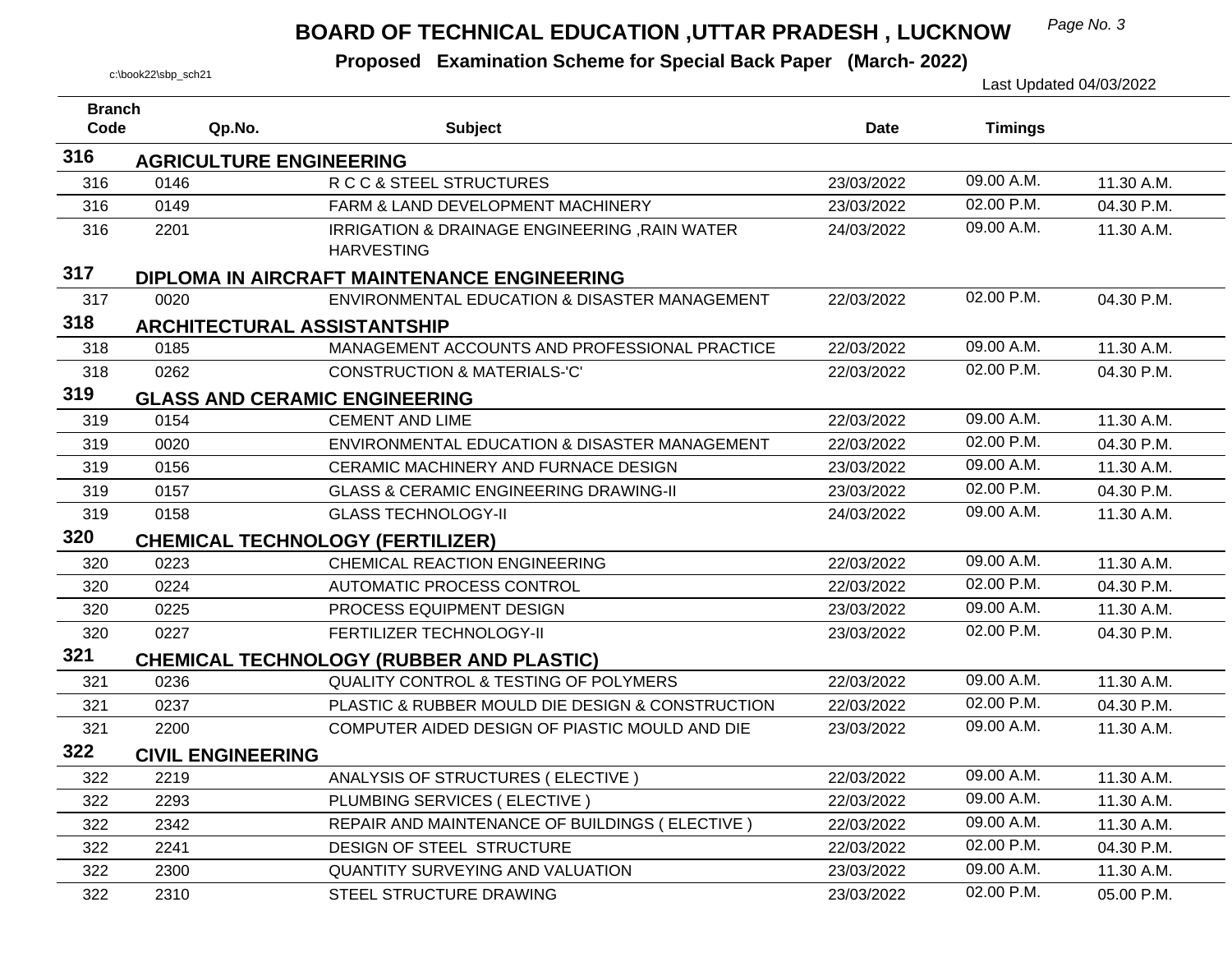# BOARD OF TECHNICAL EDUCATION ,UTTAR PRADESH , LUCKNOW

**Proposed Examination Scheme for Special Back Paper (March- 2022)**

c:\book22\sbp_sch21

Last Updated 04/03/2022

| Branch Code | Qp.No. | Subject | Date | Timings | |
|---|---|---|---|---|---|
| **316** | **AGRICULTURE ENGINEERING** | | | | |
| 316 | 0146 | R C C & STEEL STRUCTURES | 23/03/2022 | 09.00 A.M. | 11.30 A.M. |
| 316 | 0149 | FARM & LAND DEVELOPMENT MACHINERY | 23/03/2022 | 02.00 P.M. | 04.30 P.M. |
| 316 | 2201 | IRRIGATION & DRAINAGE ENGINEERING ,RAIN WATER HARVESTING | 24/03/2022 | 09.00 A.M. | 11.30 A.M. |
| **317** | **DIPLOMA IN AIRCRAFT MAINTENANCE ENGINEERING** | | | | |
| 317 | 0020 | ENVIRONMENTAL EDUCATION & DISASTER MANAGEMENT | 22/03/2022 | 02.00 P.M. | 04.30 P.M. |
| **318** | **ARCHITECTURAL ASSISTANTSHIP** | | | | |
| 318 | 0185 | MANAGEMENT ACCOUNTS AND PROFESSIONAL PRACTICE | 22/03/2022 | 09.00 A.M. | 11.30 A.M. |
| 318 | 0262 | CONSTRUCTION & MATERIALS-'C' | 22/03/2022 | 02.00 P.M. | 04.30 P.M. |
| **319** | **GLASS AND CERAMIC ENGINEERING** | | | | |
| 319 | 0154 | CEMENT AND LIME | 22/03/2022 | 09.00 A.M. | 11.30 A.M. |
| 319 | 0020 | ENVIRONMENTAL EDUCATION & DISASTER MANAGEMENT | 22/03/2022 | 02.00 P.M. | 04.30 P.M. |
| 319 | 0156 | CERAMIC MACHINERY AND FURNACE DESIGN | 23/03/2022 | 09.00 A.M. | 11.30 A.M. |
| 319 | 0157 | GLASS & CERAMIC ENGINEERING DRAWING-II | 23/03/2022 | 02.00 P.M. | 04.30 P.M. |
| 319 | 0158 | GLASS TECHNOLOGY-II | 24/03/2022 | 09.00 A.M. | 11.30 A.M. |
| **320** | **CHEMICAL TECHNOLOGY (FERTILIZER)** | | | | |
| 320 | 0223 | CHEMICAL REACTION ENGINEERING | 22/03/2022 | 09.00 A.M. | 11.30 A.M. |
| 320 | 0224 | AUTOMATIC PROCESS CONTROL | 22/03/2022 | 02.00 P.M. | 04.30 P.M. |
| 320 | 0225 | PROCESS EQUIPMENT DESIGN | 23/03/2022 | 09.00 A.M. | 11.30 A.M. |
| 320 | 0227 | FERTILIZER TECHNOLOGY-II | 23/03/2022 | 02.00 P.M. | 04.30 P.M. |
| **321** | **CHEMICAL TECHNOLOGY (RUBBER AND PLASTIC)** | | | | |
| 321 | 0236 | QUALITY CONTROL & TESTING OF POLYMERS | 22/03/2022 | 09.00 A.M. | 11.30 A.M. |
| 321 | 0237 | PLASTIC & RUBBER MOULD DIE DESIGN & CONSTRUCTION | 22/03/2022 | 02.00 P.M. | 04.30 P.M. |
| 321 | 2200 | COMPUTER AIDED DESIGN OF PIASTIC MOULD AND DIE | 23/03/2022 | 09.00 A.M. | 11.30 A.M. |
| **322** | **CIVIL ENGINEERING** | | | | |
| 322 | 2219 | ANALYSIS OF STRUCTURES ( ELECTIVE ) | 22/03/2022 | 09.00 A.M. | 11.30 A.M. |
| 322 | 2293 | PLUMBING SERVICES ( ELECTIVE ) | 22/03/2022 | 09.00 A.M. | 11.30 A.M. |
| 322 | 2342 | REPAIR AND MAINTENANCE OF BUILDINGS ( ELECTIVE ) | 22/03/2022 | 09.00 A.M. | 11.30 A.M. |
| 322 | 2241 | DESIGN OF STEEL STRUCTURE | 22/03/2022 | 02.00 P.M. | 04.30 P.M. |
| 322 | 2300 | QUANTITY SURVEYING AND VALUATION | 23/03/2022 | 09.00 A.M. | 11.30 A.M. |
| 322 | 2310 | STEEL STRUCTURE DRAWING | 23/03/2022 | 02.00 P.M. | 05.00 P.M. |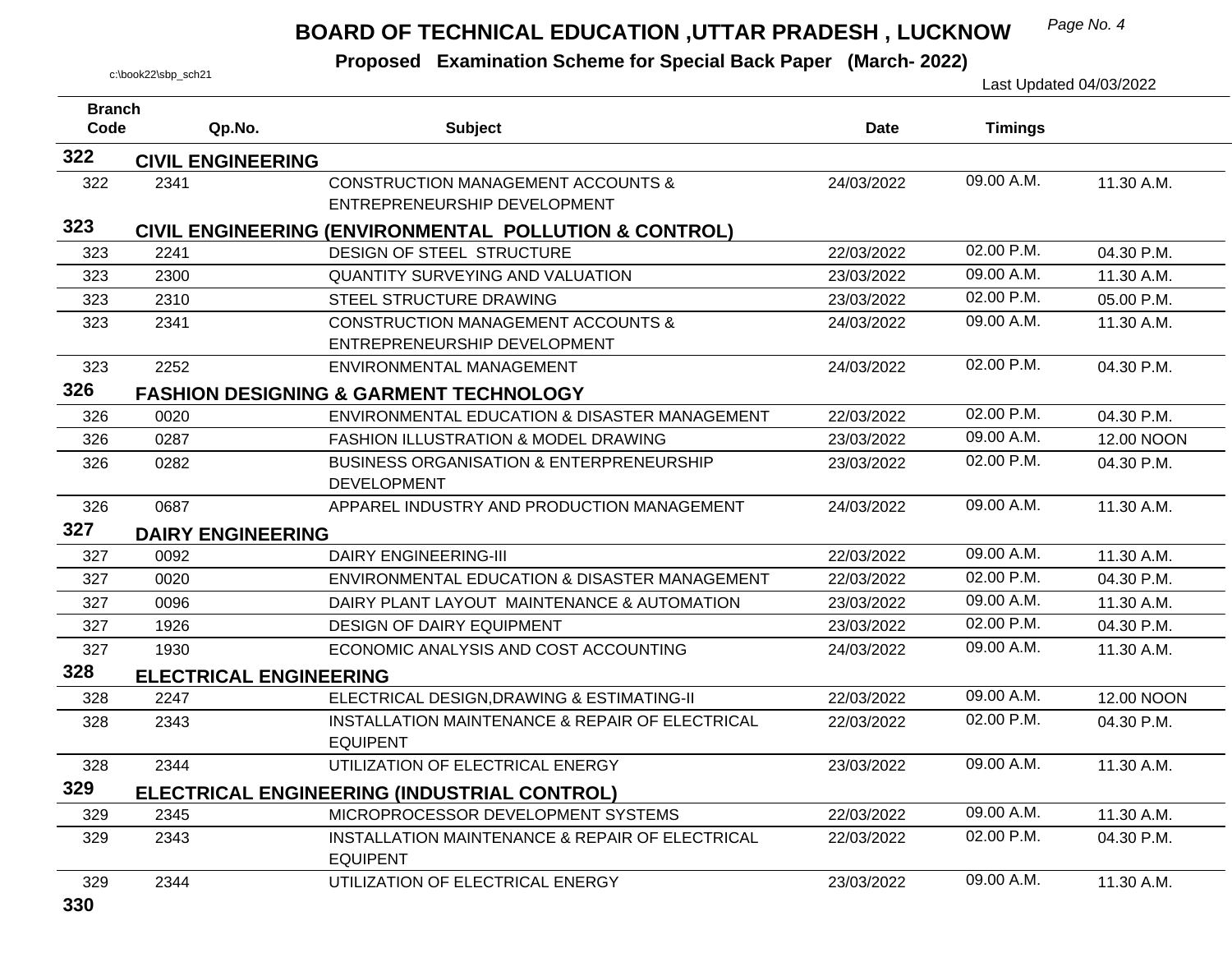# BOARD OF TECHNICAL EDUCATION ,UTTAR PRADESH , LUCKNOW

**Proposed Examination Scheme for Special Back Paper (March- 2022)**

c:\book22\sbp_sch21

Last Updated 04/03/2022

| Branch Code | Qp.No. | Subject | Date | Timings | |
|---|---|---|---|---|---|
| **322** | **CIVIL ENGINEERING** | | | | |
| 322 | 2341 | CONSTRUCTION MANAGEMENT ACCOUNTS & ENTREPRENEURSHIP DEVELOPMENT | 24/03/2022 | 09.00 A.M. | 11.30 A.M. |
| **323** | **CIVIL ENGINEERING (ENVIRONMENTAL POLLUTION & CONTROL)** | | | | |
| 323 | 2241 | DESIGN OF STEEL STRUCTURE | 22/03/2022 | 02.00 P.M. | 04.30 P.M. |
| 323 | 2300 | QUANTITY SURVEYING AND VALUATION | 23/03/2022 | 09.00 A.M. | 11.30 A.M. |
| 323 | 2310 | STEEL STRUCTURE DRAWING | 23/03/2022 | 02.00 P.M. | 05.00 P.M. |
| 323 | 2341 | CONSTRUCTION MANAGEMENT ACCOUNTS & ENTREPRENEURSHIP DEVELOPMENT | 24/03/2022 | 09.00 A.M. | 11.30 A.M. |
| 323 | 2252 | ENVIRONMENTAL MANAGEMENT | 24/03/2022 | 02.00 P.M. | 04.30 P.M. |
| **326** | **FASHION DESIGNING & GARMENT TECHNOLOGY** | | | | |
| 326 | 0020 | ENVIRONMENTAL EDUCATION & DISASTER MANAGEMENT | 22/03/2022 | 02.00 P.M. | 04.30 P.M. |
| 326 | 0287 | FASHION ILLUSTRATION & MODEL DRAWING | 23/03/2022 | 09.00 A.M. | 12.00 NOON |
| 326 | 0282 | BUSINESS ORGANISATION & ENTERPRENEURSHIP DEVELOPMENT | 23/03/2022 | 02.00 P.M. | 04.30 P.M. |
| 326 | 0687 | APPAREL INDUSTRY AND PRODUCTION MANAGEMENT | 24/03/2022 | 09.00 A.M. | 11.30 A.M. |
| **327** | **DAIRY ENGINEERING** | | | | |
| 327 | 0092 | DAIRY ENGINEERING-III | 22/03/2022 | 09.00 A.M. | 11.30 A.M. |
| 327 | 0020 | ENVIRONMENTAL EDUCATION & DISASTER MANAGEMENT | 22/03/2022 | 02.00 P.M. | 04.30 P.M. |
| 327 | 0096 | DAIRY PLANT LAYOUT MAINTENANCE & AUTOMATION | 23/03/2022 | 09.00 A.M. | 11.30 A.M. |
| 327 | 1926 | DESIGN OF DAIRY EQUIPMENT | 23/03/2022 | 02.00 P.M. | 04.30 P.M. |
| 327 | 1930 | ECONOMIC ANALYSIS AND COST ACCOUNTING | 24/03/2022 | 09.00 A.M. | 11.30 A.M. |
| **328** | **ELECTRICAL ENGINEERING** | | | | |
| 328 | 2247 | ELECTRICAL DESIGN,DRAWING & ESTIMATING-II | 22/03/2022 | 09.00 A.M. | 12.00 NOON |
| 328 | 2343 | INSTALLATION MAINTENANCE & REPAIR OF ELECTRICAL EQUIPENT | 22/03/2022 | 02.00 P.M. | 04.30 P.M. |
| 328 | 2344 | UTILIZATION OF ELECTRICAL ENERGY | 23/03/2022 | 09.00 A.M. | 11.30 A.M. |
| **329** | **ELECTRICAL ENGINEERING (INDUSTRIAL CONTROL)** | | | | |
| 329 | 2345 | MICROPROCESSOR DEVELOPMENT SYSTEMS | 22/03/2022 | 09.00 A.M. | 11.30 A.M. |
| 329 | 2343 | INSTALLATION MAINTENANCE & REPAIR OF ELECTRICAL EQUIPENT | 22/03/2022 | 02.00 P.M. | 04.30 P.M. |
| 329 | 2344 | UTILIZATION OF ELECTRICAL ENERGY | 23/03/2022 | 09.00 A.M. | 11.30 A.M. |
| **330** | | | | | |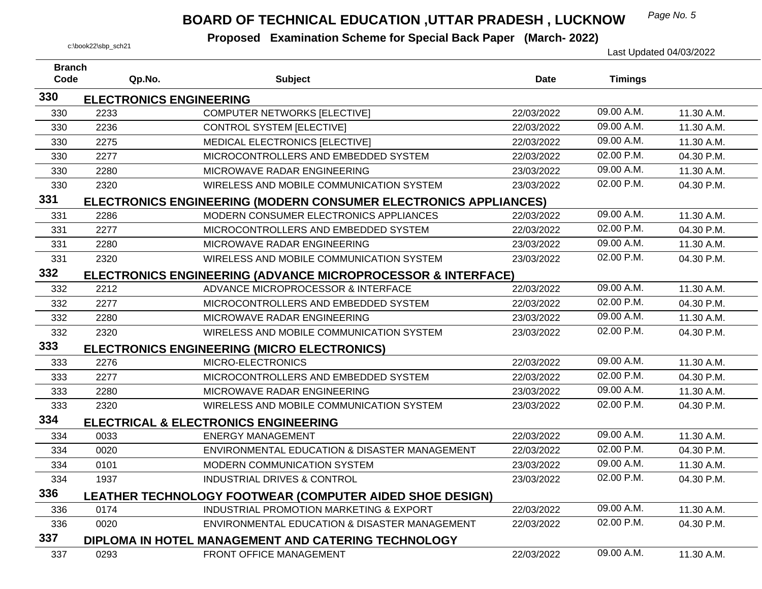# BOARD OF TECHNICAL EDUCATION ,UTTAR PRADESH , LUCKNOW

**Proposed Examination Scheme for Special Back Paper (March- 2022)**

c:\book22\sbp_sch21

Last Updated 04/03/2022

| Branch Code | Qp.No. | Subject | Date | Timings | |
|---|---|---|---|---|---|
| **330** | **ELECTRONICS ENGINEERING** | | | | |
| 330 | 2233 | COMPUTER NETWORKS [ELECTIVE] | 22/03/2022 | 09.00 A.M. | 11.30 A.M. |
| 330 | 2236 | CONTROL SYSTEM [ELECTIVE] | 22/03/2022 | 09.00 A.M. | 11.30 A.M. |
| 330 | 2275 | MEDICAL ELECTRONICS [ELECTIVE] | 22/03/2022 | 09.00 A.M. | 11.30 A.M. |
| 330 | 2277 | MICROCONTROLLERS AND EMBEDDED SYSTEM | 22/03/2022 | 02.00 P.M. | 04.30 P.M. |
| 330 | 2280 | MICROWAVE RADAR ENGINEERING | 23/03/2022 | 09.00 A.M. | 11.30 A.M. |
| 330 | 2320 | WIRELESS AND MOBILE COMMUNICATION SYSTEM | 23/03/2022 | 02.00 P.M. | 04.30 P.M. |
| **331** | **ELECTRONICS ENGINEERING (MODERN CONSUMER ELECTRONICS APPLIANCES)** | | | | |
| 331 | 2286 | MODERN CONSUMER ELECTRONICS APPLIANCES | 22/03/2022 | 09.00 A.M. | 11.30 A.M. |
| 331 | 2277 | MICROCONTROLLERS AND EMBEDDED SYSTEM | 22/03/2022 | 02.00 P.M. | 04.30 P.M. |
| 331 | 2280 | MICROWAVE RADAR ENGINEERING | 23/03/2022 | 09.00 A.M. | 11.30 A.M. |
| 331 | 2320 | WIRELESS AND MOBILE COMMUNICATION SYSTEM | 23/03/2022 | 02.00 P.M. | 04.30 P.M. |
| **332** | **ELECTRONICS ENGINEERING (ADVANCE MICROPROCESSOR & INTERFACE)** | | | | |
| 332 | 2212 | ADVANCE MICROPROCESSOR & INTERFACE | 22/03/2022 | 09.00 A.M. | 11.30 A.M. |
| 332 | 2277 | MICROCONTROLLERS AND EMBEDDED SYSTEM | 22/03/2022 | 02.00 P.M. | 04.30 P.M. |
| 332 | 2280 | MICROWAVE RADAR ENGINEERING | 23/03/2022 | 09.00 A.M. | 11.30 A.M. |
| 332 | 2320 | WIRELESS AND MOBILE COMMUNICATION SYSTEM | 23/03/2022 | 02.00 P.M. | 04.30 P.M. |
| **333** | **ELECTRONICS ENGINEERING (MICRO ELECTRONICS)** | | | | |
| 333 | 2276 | MICRO-ELECTRONICS | 22/03/2022 | 09.00 A.M. | 11.30 A.M. |
| 333 | 2277 | MICROCONTROLLERS AND EMBEDDED SYSTEM | 22/03/2022 | 02.00 P.M. | 04.30 P.M. |
| 333 | 2280 | MICROWAVE RADAR ENGINEERING | 23/03/2022 | 09.00 A.M. | 11.30 A.M. |
| 333 | 2320 | WIRELESS AND MOBILE COMMUNICATION SYSTEM | 23/03/2022 | 02.00 P.M. | 04.30 P.M. |
| **334** | **ELECTRICAL & ELECTRONICS ENGINEERING** | | | | |
| 334 | 0033 | ENERGY MANAGEMENT | 22/03/2022 | 09.00 A.M. | 11.30 A.M. |
| 334 | 0020 | ENVIRONMENTAL EDUCATION & DISASTER MANAGEMENT | 22/03/2022 | 02.00 P.M. | 04.30 P.M. |
| 334 | 0101 | MODERN COMMUNICATION SYSTEM | 23/03/2022 | 09.00 A.M. | 11.30 A.M. |
| 334 | 1937 | INDUSTRIAL DRIVES & CONTROL | 23/03/2022 | 02.00 P.M. | 04.30 P.M. |
| **336** | **LEATHER TECHNOLOGY FOOTWEAR (COMPUTER AIDED SHOE DESIGN)** | | | | |
| 336 | 0174 | INDUSTRIAL PROMOTION MARKETING & EXPORT | 22/03/2022 | 09.00 A.M. | 11.30 A.M. |
| 336 | 0020 | ENVIRONMENTAL EDUCATION & DISASTER MANAGEMENT | 22/03/2022 | 02.00 P.M. | 04.30 P.M. |
| **337** | **DIPLOMA IN HOTEL MANAGEMENT AND CATERING TECHNOLOGY** | | | | |
| 337 | 0293 | FRONT OFFICE MANAGEMENT | 22/03/2022 | 09.00 A.M. | 11.30 A.M. |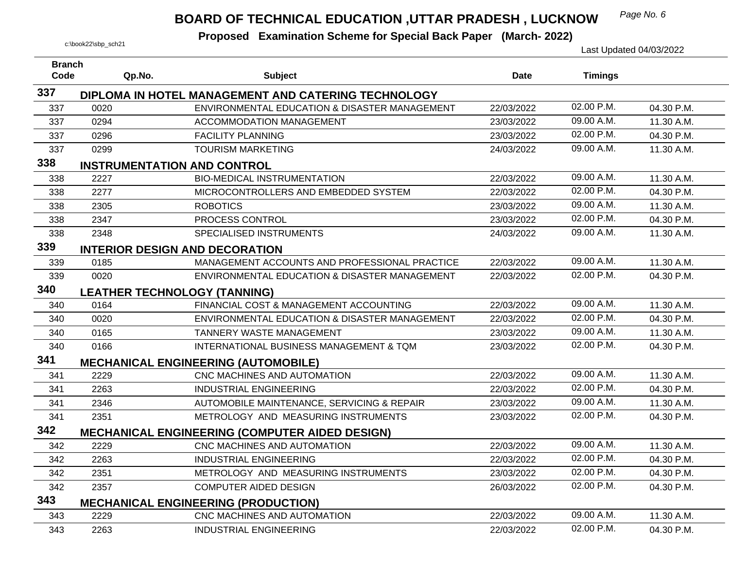# BOARD OF TECHNICAL EDUCATION ,UTTAR PRADESH , LUCKNOW

**Proposed Examination Scheme for Special Back Paper (March- 2022)**

c:\book22\sbp_sch21

Last Updated 04/03/2022

| Branch Code | Qp.No. | Subject | Date | Timings | |
|---|---|---|---|---|---|
| **337** | **DIPLOMA IN HOTEL MANAGEMENT AND CATERING TECHNOLOGY** | | | | |
| 337 | 0020 | ENVIRONMENTAL EDUCATION & DISASTER MANAGEMENT | 22/03/2022 | 02.00 P.M. | 04.30 P.M. |
| 337 | 0294 | ACCOMMODATION MANAGEMENT | 23/03/2022 | 09.00 A.M. | 11.30 A.M. |
| 337 | 0296 | FACILITY PLANNING | 23/03/2022 | 02.00 P.M. | 04.30 P.M. |
| 337 | 0299 | TOURISM MARKETING | 24/03/2022 | 09.00 A.M. | 11.30 A.M. |
| **338** | **INSTRUMENTATION AND CONTROL** | | | | |
| 338 | 2227 | BIO-MEDICAL INSTRUMENTATION | 22/03/2022 | 09.00 A.M. | 11.30 A.M. |
| 338 | 2277 | MICROCONTROLLERS AND EMBEDDED SYSTEM | 22/03/2022 | 02.00 P.M. | 04.30 P.M. |
| 338 | 2305 | ROBOTICS | 23/03/2022 | 09.00 A.M. | 11.30 A.M. |
| 338 | 2347 | PROCESS CONTROL | 23/03/2022 | 02.00 P.M. | 04.30 P.M. |
| 338 | 2348 | SPECIALISED INSTRUMENTS | 24/03/2022 | 09.00 A.M. | 11.30 A.M. |
| **339** | **INTERIOR DESIGN AND DECORATION** | | | | |
| 339 | 0185 | MANAGEMENT ACCOUNTS AND PROFESSIONAL PRACTICE | 22/03/2022 | 09.00 A.M. | 11.30 A.M. |
| 339 | 0020 | ENVIRONMENTAL EDUCATION & DISASTER MANAGEMENT | 22/03/2022 | 02.00 P.M. | 04.30 P.M. |
| **340** | **LEATHER TECHNOLOGY (TANNING)** | | | | |
| 340 | 0164 | FINANCIAL COST & MANAGEMENT ACCOUNTING | 22/03/2022 | 09.00 A.M. | 11.30 A.M. |
| 340 | 0020 | ENVIRONMENTAL EDUCATION & DISASTER MANAGEMENT | 22/03/2022 | 02.00 P.M. | 04.30 P.M. |
| 340 | 0165 | TANNERY WASTE MANAGEMENT | 23/03/2022 | 09.00 A.M. | 11.30 A.M. |
| 340 | 0166 | INTERNATIONAL BUSINESS MANAGEMENT & TQM | 23/03/2022 | 02.00 P.M. | 04.30 P.M. |
| **341** | **MECHANICAL ENGINEERING (AUTOMOBILE)** | | | | |
| 341 | 2229 | CNC MACHINES AND AUTOMATION | 22/03/2022 | 09.00 A.M. | 11.30 A.M. |
| 341 | 2263 | INDUSTRIAL ENGINEERING | 22/03/2022 | 02.00 P.M. | 04.30 P.M. |
| 341 | 2346 | AUTOMOBILE MAINTENANCE, SERVICING & REPAIR | 23/03/2022 | 09.00 A.M. | 11.30 A.M. |
| 341 | 2351 | METROLOGY AND MEASURING INSTRUMENTS | 23/03/2022 | 02.00 P.M. | 04.30 P.M. |
| **342** | **MECHANICAL ENGINEERING (COMPUTER AIDED DESIGN)** | | | | |
| 342 | 2229 | CNC MACHINES AND AUTOMATION | 22/03/2022 | 09.00 A.M. | 11.30 A.M. |
| 342 | 2263 | INDUSTRIAL ENGINEERING | 22/03/2022 | 02.00 P.M. | 04.30 P.M. |
| 342 | 2351 | METROLOGY AND MEASURING INSTRUMENTS | 23/03/2022 | 02.00 P.M. | 04.30 P.M. |
| 342 | 2357 | COMPUTER AIDED DESIGN | 26/03/2022 | 02.00 P.M. | 04.30 P.M. |
| **343** | **MECHANICAL ENGINEERING (PRODUCTION)** | | | | |
| 343 | 2229 | CNC MACHINES AND AUTOMATION | 22/03/2022 | 09.00 A.M. | 11.30 A.M. |
| 343 | 2263 | INDUSTRIAL ENGINEERING | 22/03/2022 | 02.00 P.M. | 04.30 P.M. |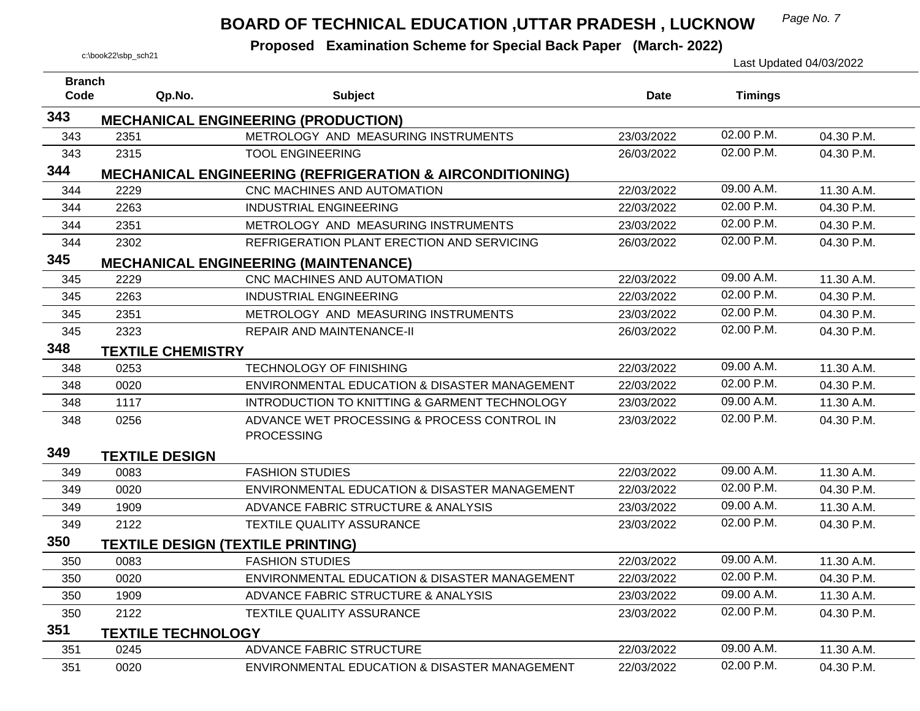# BOARD OF TECHNICAL EDUCATION ,UTTAR PRADESH , LUCKNOW

**Proposed Examination Scheme for Special Back Paper (March- 2022)**

c:\book22\sbp_sch21

Last Updated 04/03/2022

| Branch Code | Qp.No. | Subject | Date | Timings | |
|---|---|---|---|---|---|
| **343** | **MECHANICAL ENGINEERING (PRODUCTION)** | | | | |
| 343 | 2351 | METROLOGY AND MEASURING INSTRUMENTS | 23/03/2022 | 02.00 P.M. | 04.30 P.M. |
| 343 | 2315 | TOOL ENGINEERING | 26/03/2022 | 02.00 P.M. | 04.30 P.M. |
| **344** | **MECHANICAL ENGINEERING (REFRIGERATION & AIRCONDITIONING)** | | | | |
| 344 | 2229 | CNC MACHINES AND AUTOMATION | 22/03/2022 | 09.00 A.M. | 11.30 A.M. |
| 344 | 2263 | INDUSTRIAL ENGINEERING | 22/03/2022 | 02.00 P.M. | 04.30 P.M. |
| 344 | 2351 | METROLOGY AND MEASURING INSTRUMENTS | 23/03/2022 | 02.00 P.M. | 04.30 P.M. |
| 344 | 2302 | REFRIGERATION PLANT ERECTION AND SERVICING | 26/03/2022 | 02.00 P.M. | 04.30 P.M. |
| **345** | **MECHANICAL ENGINEERING (MAINTENANCE)** | | | | |
| 345 | 2229 | CNC MACHINES AND AUTOMATION | 22/03/2022 | 09.00 A.M. | 11.30 A.M. |
| 345 | 2263 | INDUSTRIAL ENGINEERING | 22/03/2022 | 02.00 P.M. | 04.30 P.M. |
| 345 | 2351 | METROLOGY AND MEASURING INSTRUMENTS | 23/03/2022 | 02.00 P.M. | 04.30 P.M. |
| 345 | 2323 | REPAIR AND MAINTENANCE-II | 26/03/2022 | 02.00 P.M. | 04.30 P.M. |
| **348** | **TEXTILE CHEMISTRY** | | | | |
| 348 | 0253 | TECHNOLOGY OF FINISHING | 22/03/2022 | 09.00 A.M. | 11.30 A.M. |
| 348 | 0020 | ENVIRONMENTAL EDUCATION & DISASTER MANAGEMENT | 22/03/2022 | 02.00 P.M. | 04.30 P.M. |
| 348 | 1117 | INTRODUCTION TO KNITTING & GARMENT TECHNOLOGY | 23/03/2022 | 09.00 A.M. | 11.30 A.M. |
| 348 | 0256 | ADVANCE WET PROCESSING & PROCESS CONTROL IN PROCESSING | 23/03/2022 | 02.00 P.M. | 04.30 P.M. |
| **349** | **TEXTILE DESIGN** | | | | |
| 349 | 0083 | FASHION STUDIES | 22/03/2022 | 09.00 A.M. | 11.30 A.M. |
| 349 | 0020 | ENVIRONMENTAL EDUCATION & DISASTER MANAGEMENT | 22/03/2022 | 02.00 P.M. | 04.30 P.M. |
| 349 | 1909 | ADVANCE FABRIC STRUCTURE & ANALYSIS | 23/03/2022 | 09.00 A.M. | 11.30 A.M. |
| 349 | 2122 | TEXTILE QUALITY ASSURANCE | 23/03/2022 | 02.00 P.M. | 04.30 P.M. |
| **350** | **TEXTILE DESIGN (TEXTILE PRINTING)** | | | | |
| 350 | 0083 | FASHION STUDIES | 22/03/2022 | 09.00 A.M. | 11.30 A.M. |
| 350 | 0020 | ENVIRONMENTAL EDUCATION & DISASTER MANAGEMENT | 22/03/2022 | 02.00 P.M. | 04.30 P.M. |
| 350 | 1909 | ADVANCE FABRIC STRUCTURE & ANALYSIS | 23/03/2022 | 09.00 A.M. | 11.30 A.M. |
| 350 | 2122 | TEXTILE QUALITY ASSURANCE | 23/03/2022 | 02.00 P.M. | 04.30 P.M. |
| **351** | **TEXTILE TECHNOLOGY** | | | | |
| 351 | 0245 | ADVANCE FABRIC STRUCTURE | 22/03/2022 | 09.00 A.M. | 11.30 A.M. |
| 351 | 0020 | ENVIRONMENTAL EDUCATION & DISASTER MANAGEMENT | 22/03/2022 | 02.00 P.M. | 04.30 P.M. |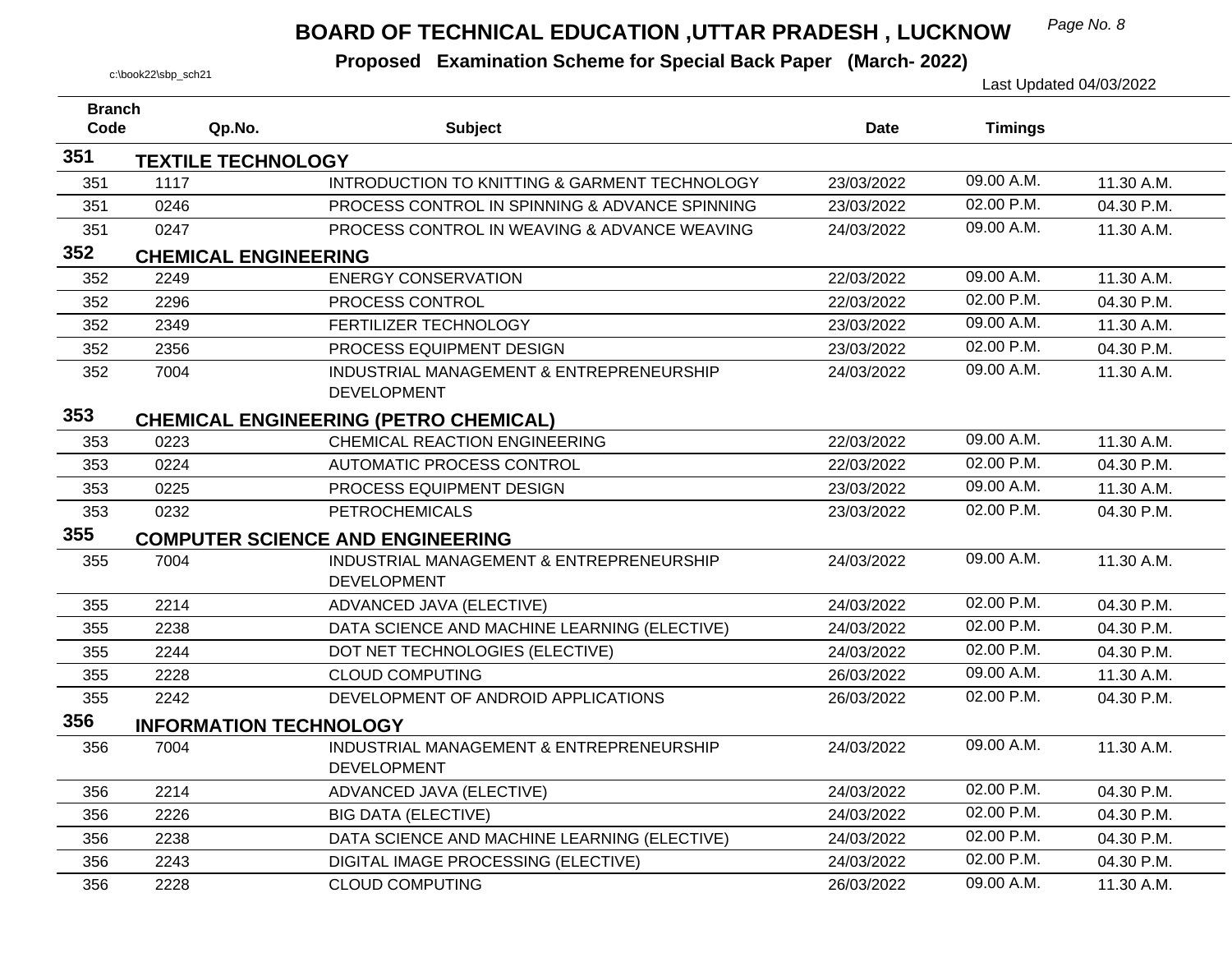# BOARD OF TECHNICAL EDUCATION ,UTTAR PRADESH , LUCKNOW

**Proposed Examination Scheme for Special Back Paper (March- 2022)**

c:\book22\sbp_sch21

Last Updated 04/03/2022

| Branch Code | Qp.No. | Subject | Date | Timings | |
|---|---|---|---|---|---|
| **351** | **TEXTILE TECHNOLOGY** | | | | |
| 351 | 1117 | INTRODUCTION TO KNITTING & GARMENT TECHNOLOGY | 23/03/2022 | 09.00 A.M. | 11.30 A.M. |
| 351 | 0246 | PROCESS CONTROL IN SPINNING & ADVANCE SPINNING | 23/03/2022 | 02.00 P.M. | 04.30 P.M. |
| 351 | 0247 | PROCESS CONTROL IN WEAVING & ADVANCE WEAVING | 24/03/2022 | 09.00 A.M. | 11.30 A.M. |
| **352** | **CHEMICAL ENGINEERING** | | | | |
| 352 | 2249 | ENERGY CONSERVATION | 22/03/2022 | 09.00 A.M. | 11.30 A.M. |
| 352 | 2296 | PROCESS CONTROL | 22/03/2022 | 02.00 P.M. | 04.30 P.M. |
| 352 | 2349 | FERTILIZER TECHNOLOGY | 23/03/2022 | 09.00 A.M. | 11.30 A.M. |
| 352 | 2356 | PROCESS EQUIPMENT DESIGN | 23/03/2022 | 02.00 P.M. | 04.30 P.M. |
| 352 | 7004 | INDUSTRIAL MANAGEMENT & ENTREPRENEURSHIP DEVELOPMENT | 24/03/2022 | 09.00 A.M. | 11.30 A.M. |
| **353** | **CHEMICAL ENGINEERING (PETRO CHEMICAL)** | | | | |
| 353 | 0223 | CHEMICAL REACTION ENGINEERING | 22/03/2022 | 09.00 A.M. | 11.30 A.M. |
| 353 | 0224 | AUTOMATIC PROCESS CONTROL | 22/03/2022 | 02.00 P.M. | 04.30 P.M. |
| 353 | 0225 | PROCESS EQUIPMENT DESIGN | 23/03/2022 | 09.00 A.M. | 11.30 A.M. |
| 353 | 0232 | PETROCHEMICALS | 23/03/2022 | 02.00 P.M. | 04.30 P.M. |
| **355** | **COMPUTER SCIENCE AND ENGINEERING** | | | | |
| 355 | 7004 | INDUSTRIAL MANAGEMENT & ENTREPRENEURSHIP DEVELOPMENT | 24/03/2022 | 09.00 A.M. | 11.30 A.M. |
| 355 | 2214 | ADVANCED JAVA (ELECTIVE) | 24/03/2022 | 02.00 P.M. | 04.30 P.M. |
| 355 | 2238 | DATA SCIENCE AND MACHINE LEARNING (ELECTIVE) | 24/03/2022 | 02.00 P.M. | 04.30 P.M. |
| 355 | 2244 | DOT NET TECHNOLOGIES (ELECTIVE) | 24/03/2022 | 02.00 P.M. | 04.30 P.M. |
| 355 | 2228 | CLOUD COMPUTING | 26/03/2022 | 09.00 A.M. | 11.30 A.M. |
| 355 | 2242 | DEVELOPMENT OF ANDROID APPLICATIONS | 26/03/2022 | 02.00 P.M. | 04.30 P.M. |
| **356** | **INFORMATION TECHNOLOGY** | | | | |
| 356 | 7004 | INDUSTRIAL MANAGEMENT & ENTREPRENEURSHIP DEVELOPMENT | 24/03/2022 | 09.00 A.M. | 11.30 A.M. |
| 356 | 2214 | ADVANCED JAVA (ELECTIVE) | 24/03/2022 | 02.00 P.M. | 04.30 P.M. |
| 356 | 2226 | BIG DATA (ELECTIVE) | 24/03/2022 | 02.00 P.M. | 04.30 P.M. |
| 356 | 2238 | DATA SCIENCE AND MACHINE LEARNING (ELECTIVE) | 24/03/2022 | 02.00 P.M. | 04.30 P.M. |
| 356 | 2243 | DIGITAL IMAGE PROCESSING (ELECTIVE) | 24/03/2022 | 02.00 P.M. | 04.30 P.M. |
| 356 | 2228 | CLOUD COMPUTING | 26/03/2022 | 09.00 A.M. | 11.30 A.M. |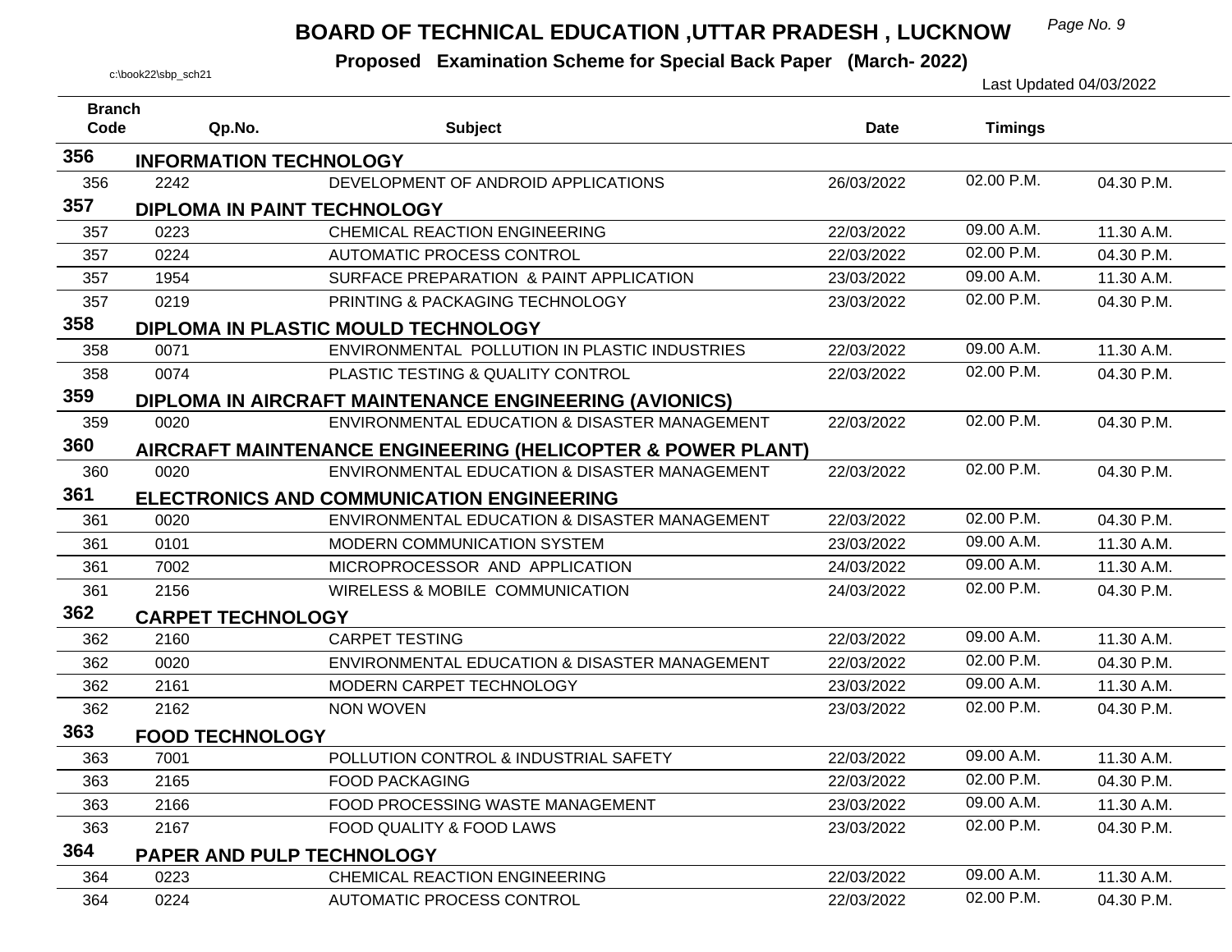# BOARD OF TECHNICAL EDUCATION ,UTTAR PRADESH , LUCKNOW

**Proposed Examination Scheme for Special Back Paper (March- 2022)**

c:\book22\sbp_sch21

Last Updated 04/03/2022

| Branch Code | Qp.No. | Subject | Date | Timings | |
|---|---|---|---|---|---|
| **356** | **INFORMATION TECHNOLOGY** | | | | |
| 356 | 2242 | DEVELOPMENT OF ANDROID APPLICATIONS | 26/03/2022 | 02.00 P.M. | 04.30 P.M. |
| **357** | **DIPLOMA IN PAINT TECHNOLOGY** | | | | |
| 357 | 0223 | CHEMICAL REACTION ENGINEERING | 22/03/2022 | 09.00 A.M. | 11.30 A.M. |
| 357 | 0224 | AUTOMATIC PROCESS CONTROL | 22/03/2022 | 02.00 P.M. | 04.30 P.M. |
| 357 | 1954 | SURFACE PREPARATION & PAINT APPLICATION | 23/03/2022 | 09.00 A.M. | 11.30 A.M. |
| 357 | 0219 | PRINTING & PACKAGING TECHNOLOGY | 23/03/2022 | 02.00 P.M. | 04.30 P.M. |
| **358** | **DIPLOMA IN PLASTIC MOULD TECHNOLOGY** | | | | |
| 358 | 0071 | ENVIRONMENTAL POLLUTION IN PLASTIC INDUSTRIES | 22/03/2022 | 09.00 A.M. | 11.30 A.M. |
| 358 | 0074 | PLASTIC TESTING & QUALITY CONTROL | 22/03/2022 | 02.00 P.M. | 04.30 P.M. |
| **359** | **DIPLOMA IN AIRCRAFT MAINTENANCE ENGINEERING (AVIONICS)** | | | | |
| 359 | 0020 | ENVIRONMENTAL EDUCATION & DISASTER MANAGEMENT | 22/03/2022 | 02.00 P.M. | 04.30 P.M. |
| **360** | **AIRCRAFT MAINTENANCE ENGINEERING (HELICOPTER & POWER PLANT)** | | | | |
| 360 | 0020 | ENVIRONMENTAL EDUCATION & DISASTER MANAGEMENT | 22/03/2022 | 02.00 P.M. | 04.30 P.M. |
| **361** | **ELECTRONICS AND COMMUNICATION ENGINEERING** | | | | |
| 361 | 0020 | ENVIRONMENTAL EDUCATION & DISASTER MANAGEMENT | 22/03/2022 | 02.00 P.M. | 04.30 P.M. |
| 361 | 0101 | MODERN COMMUNICATION SYSTEM | 23/03/2022 | 09.00 A.M. | 11.30 A.M. |
| 361 | 7002 | MICROPROCESSOR AND APPLICATION | 24/03/2022 | 09.00 A.M. | 11.30 A.M. |
| 361 | 2156 | WIRELESS & MOBILE COMMUNICATION | 24/03/2022 | 02.00 P.M. | 04.30 P.M. |
| **362** | **CARPET TECHNOLOGY** | | | | |
| 362 | 2160 | CARPET TESTING | 22/03/2022 | 09.00 A.M. | 11.30 A.M. |
| 362 | 0020 | ENVIRONMENTAL EDUCATION & DISASTER MANAGEMENT | 22/03/2022 | 02.00 P.M. | 04.30 P.M. |
| 362 | 2161 | MODERN CARPET TECHNOLOGY | 23/03/2022 | 09.00 A.M. | 11.30 A.M. |
| 362 | 2162 | NON WOVEN | 23/03/2022 | 02.00 P.M. | 04.30 P.M. |
| **363** | **FOOD TECHNOLOGY** | | | | |
| 363 | 7001 | POLLUTION CONTROL & INDUSTRIAL SAFETY | 22/03/2022 | 09.00 A.M. | 11.30 A.M. |
| 363 | 2165 | FOOD PACKAGING | 22/03/2022 | 02.00 P.M. | 04.30 P.M. |
| 363 | 2166 | FOOD PROCESSING WASTE MANAGEMENT | 23/03/2022 | 09.00 A.M. | 11.30 A.M. |
| 363 | 2167 | FOOD QUALITY & FOOD LAWS | 23/03/2022 | 02.00 P.M. | 04.30 P.M. |
| **364** | **PAPER AND PULP TECHNOLOGY** | | | | |
| 364 | 0223 | CHEMICAL REACTION ENGINEERING | 22/03/2022 | 09.00 A.M. | 11.30 A.M. |
| 364 | 0224 | AUTOMATIC PROCESS CONTROL | 22/03/2022 | 02.00 P.M. | 04.30 P.M. |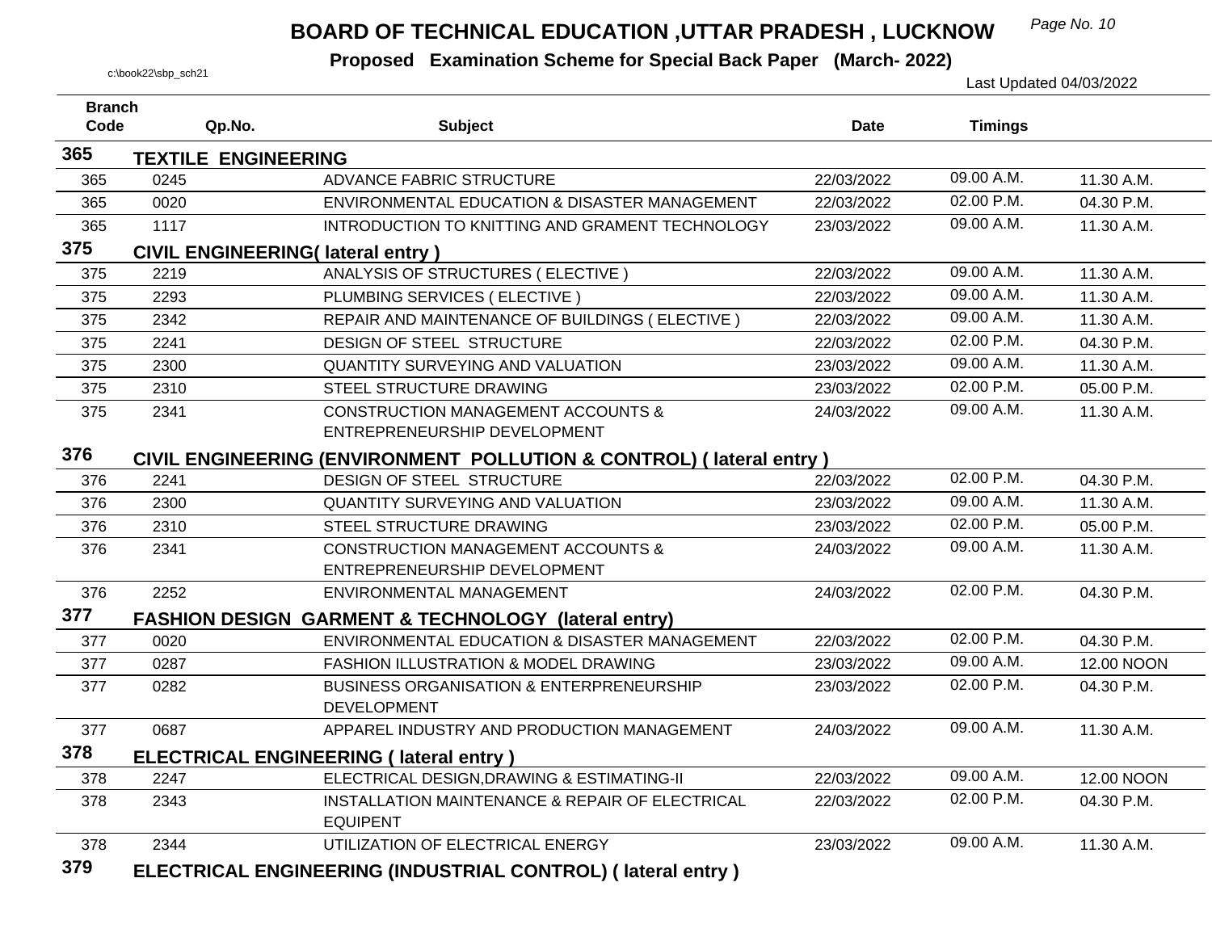# BOARD OF TECHNICAL EDUCATION ,UTTAR PRADESH , LUCKNOW

**Proposed Examination Scheme for Special Back Paper (March- 2022)**

c:\book22\sbp_sch21

Last Updated 04/03/2022

| Branch Code | Qp.No. | Subject | Date | Timings | |
|---|---|---|---|---|---|
| **365** | **TEXTILE ENGINEERING** | | | | |
| 365 | 0245 | ADVANCE FABRIC STRUCTURE | 22/03/2022 | 09.00 A.M. | 11.30 A.M. |
| 365 | 0020 | ENVIRONMENTAL EDUCATION & DISASTER MANAGEMENT | 22/03/2022 | 02.00 P.M. | 04.30 P.M. |
| 365 | 1117 | INTRODUCTION TO KNITTING AND GRAMENT TECHNOLOGY | 23/03/2022 | 09.00 A.M. | 11.30 A.M. |
| **375** | **CIVIL ENGINEERING( lateral entry )** | | | | |
| 375 | 2219 | ANALYSIS OF STRUCTURES ( ELECTIVE ) | 22/03/2022 | 09.00 A.M. | 11.30 A.M. |
| 375 | 2293 | PLUMBING SERVICES ( ELECTIVE ) | 22/03/2022 | 09.00 A.M. | 11.30 A.M. |
| 375 | 2342 | REPAIR AND MAINTENANCE OF BUILDINGS ( ELECTIVE ) | 22/03/2022 | 09.00 A.M. | 11.30 A.M. |
| 375 | 2241 | DESIGN OF STEEL STRUCTURE | 22/03/2022 | 02.00 P.M. | 04.30 P.M. |
| 375 | 2300 | QUANTITY SURVEYING AND VALUATION | 23/03/2022 | 09.00 A.M. | 11.30 A.M. |
| 375 | 2310 | STEEL STRUCTURE DRAWING | 23/03/2022 | 02.00 P.M. | 05.00 P.M. |
| 375 | 2341 | CONSTRUCTION MANAGEMENT ACCOUNTS & ENTREPRENEURSHIP DEVELOPMENT | 24/03/2022 | 09.00 A.M. | 11.30 A.M. |
| **376** | **CIVIL ENGINEERING (ENVIRONMENT POLLUTION & CONTROL) ( lateral entry )** | | | | |
| 376 | 2241 | DESIGN OF STEEL STRUCTURE | 22/03/2022 | 02.00 P.M. | 04.30 P.M. |
| 376 | 2300 | QUANTITY SURVEYING AND VALUATION | 23/03/2022 | 09.00 A.M. | 11.30 A.M. |
| 376 | 2310 | STEEL STRUCTURE DRAWING | 23/03/2022 | 02.00 P.M. | 05.00 P.M. |
| 376 | 2341 | CONSTRUCTION MANAGEMENT ACCOUNTS & ENTREPRENEURSHIP DEVELOPMENT | 24/03/2022 | 09.00 A.M. | 11.30 A.M. |
| 376 | 2252 | ENVIRONMENTAL MANAGEMENT | 24/03/2022 | 02.00 P.M. | 04.30 P.M. |
| **377** | **FASHION DESIGN GARMENT & TECHNOLOGY (lateral entry)** | | | | |
| 377 | 0020 | ENVIRONMENTAL EDUCATION & DISASTER MANAGEMENT | 22/03/2022 | 02.00 P.M. | 04.30 P.M. |
| 377 | 0287 | FASHION ILLUSTRATION & MODEL DRAWING | 23/03/2022 | 09.00 A.M. | 12.00 NOON |
| 377 | 0282 | BUSINESS ORGANISATION & ENTERPRENEURSHIP DEVELOPMENT | 23/03/2022 | 02.00 P.M. | 04.30 P.M. |
| 377 | 0687 | APPAREL INDUSTRY AND PRODUCTION MANAGEMENT | 24/03/2022 | 09.00 A.M. | 11.30 A.M. |
| **378** | **ELECTRICAL ENGINEERING ( lateral entry )** | | | | |
| 378 | 2247 | ELECTRICAL DESIGN,DRAWING & ESTIMATING-II | 22/03/2022 | 09.00 A.M. | 12.00 NOON |
| 378 | 2343 | INSTALLATION MAINTENANCE & REPAIR OF ELECTRICAL EQUIPENT | 22/03/2022 | 02.00 P.M. | 04.30 P.M. |
| 378 | 2344 | UTILIZATION OF ELECTRICAL ENERGY | 23/03/2022 | 09.00 A.M. | 11.30 A.M. |
| **379** | **ELECTRICAL ENGINEERING (INDUSTRIAL CONTROL) ( lateral entry )** | | | | |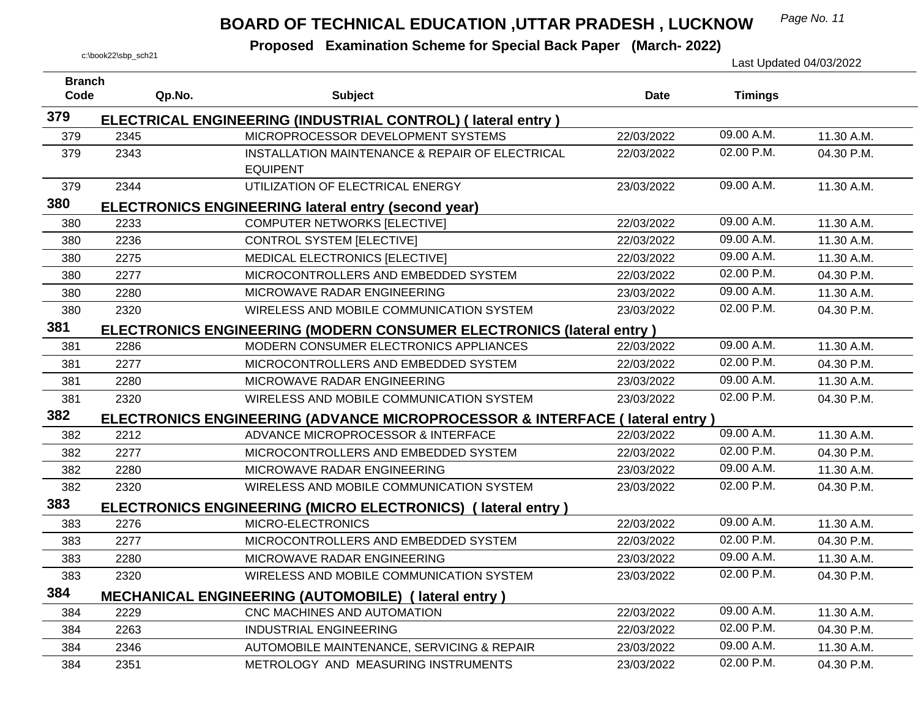# BOARD OF TECHNICAL EDUCATION ,UTTAR PRADESH , LUCKNOW

**Proposed Examination Scheme for Special Back Paper (March- 2022)**

c:\book22\sbp_sch21

Last Updated 04/03/2022

| Branch Code | Qp.No. | Subject | Date | Timings | |
|---|---|---|---|---|---|
| **379** | **ELECTRICAL ENGINEERING (INDUSTRIAL CONTROL) ( lateral entry )** | | | | |
| 379 | 2345 | MICROPROCESSOR DEVELOPMENT SYSTEMS | 22/03/2022 | 09.00 A.M. | 11.30 A.M. |
| 379 | 2343 | INSTALLATION MAINTENANCE & REPAIR OF ELECTRICAL EQUIPENT | 22/03/2022 | 02.00 P.M. | 04.30 P.M. |
| 379 | 2344 | UTILIZATION OF ELECTRICAL ENERGY | 23/03/2022 | 09.00 A.M. | 11.30 A.M. |
| **380** | **ELECTRONICS ENGINEERING lateral entry (second year)** | | | | |
| 380 | 2233 | COMPUTER NETWORKS [ELECTIVE] | 22/03/2022 | 09.00 A.M. | 11.30 A.M. |
| 380 | 2236 | CONTROL SYSTEM [ELECTIVE] | 22/03/2022 | 09.00 A.M. | 11.30 A.M. |
| 380 | 2275 | MEDICAL ELECTRONICS [ELECTIVE] | 22/03/2022 | 09.00 A.M. | 11.30 A.M. |
| 380 | 2277 | MICROCONTROLLERS AND EMBEDDED SYSTEM | 22/03/2022 | 02.00 P.M. | 04.30 P.M. |
| 380 | 2280 | MICROWAVE RADAR ENGINEERING | 23/03/2022 | 09.00 A.M. | 11.30 A.M. |
| 380 | 2320 | WIRELESS AND MOBILE COMMUNICATION SYSTEM | 23/03/2022 | 02.00 P.M. | 04.30 P.M. |
| **381** | **ELECTRONICS ENGINEERING (MODERN CONSUMER ELECTRONICS (lateral entry )** | | | | |
| 381 | 2286 | MODERN CONSUMER ELECTRONICS APPLIANCES | 22/03/2022 | 09.00 A.M. | 11.30 A.M. |
| 381 | 2277 | MICROCONTROLLERS AND EMBEDDED SYSTEM | 22/03/2022 | 02.00 P.M. | 04.30 P.M. |
| 381 | 2280 | MICROWAVE RADAR ENGINEERING | 23/03/2022 | 09.00 A.M. | 11.30 A.M. |
| 381 | 2320 | WIRELESS AND MOBILE COMMUNICATION SYSTEM | 23/03/2022 | 02.00 P.M. | 04.30 P.M. |
| **382** | **ELECTRONICS ENGINEERING (ADVANCE MICROPROCESSOR & INTERFACE ( lateral entry )** | | | | |
| 382 | 2212 | ADVANCE MICROPROCESSOR & INTERFACE | 22/03/2022 | 09.00 A.M. | 11.30 A.M. |
| 382 | 2277 | MICROCONTROLLERS AND EMBEDDED SYSTEM | 22/03/2022 | 02.00 P.M. | 04.30 P.M. |
| 382 | 2280 | MICROWAVE RADAR ENGINEERING | 23/03/2022 | 09.00 A.M. | 11.30 A.M. |
| 382 | 2320 | WIRELESS AND MOBILE COMMUNICATION SYSTEM | 23/03/2022 | 02.00 P.M. | 04.30 P.M. |
| **383** | **ELECTRONICS ENGINEERING (MICRO ELECTRONICS) ( lateral entry )** | | | | |
| 383 | 2276 | MICRO-ELECTRONICS | 22/03/2022 | 09.00 A.M. | 11.30 A.M. |
| 383 | 2277 | MICROCONTROLLERS AND EMBEDDED SYSTEM | 22/03/2022 | 02.00 P.M. | 04.30 P.M. |
| 383 | 2280 | MICROWAVE RADAR ENGINEERING | 23/03/2022 | 09.00 A.M. | 11.30 A.M. |
| 383 | 2320 | WIRELESS AND MOBILE COMMUNICATION SYSTEM | 23/03/2022 | 02.00 P.M. | 04.30 P.M. |
| **384** | **MECHANICAL ENGINEERING (AUTOMOBILE) ( lateral entry )** | | | | |
| 384 | 2229 | CNC MACHINES AND AUTOMATION | 22/03/2022 | 09.00 A.M. | 11.30 A.M. |
| 384 | 2263 | INDUSTRIAL ENGINEERING | 22/03/2022 | 02.00 P.M. | 04.30 P.M. |
| 384 | 2346 | AUTOMOBILE MAINTENANCE, SERVICING & REPAIR | 23/03/2022 | 09.00 A.M. | 11.30 A.M. |
| 384 | 2351 | METROLOGY AND MEASURING INSTRUMENTS | 23/03/2022 | 02.00 P.M. | 04.30 P.M. |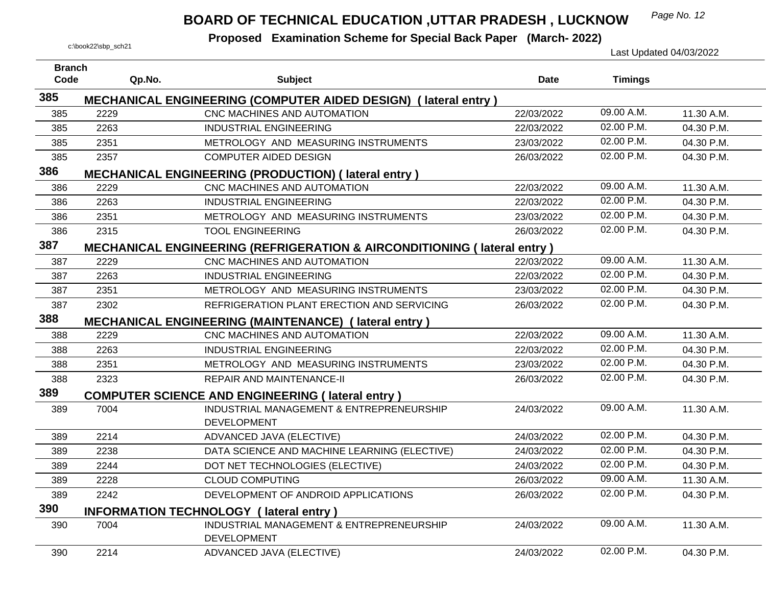# BOARD OF TECHNICAL EDUCATION ,UTTAR PRADESH , LUCKNOW

**Proposed Examination Scheme for Special Back Paper (March- 2022)**

c:\book22\sbp_sch21

Last Updated 04/03/2022

| Branch Code | Qp.No. | Subject | Date | Timings | |
|---|---|---|---|---|---|
| **385** | **MECHANICAL ENGINEERING (COMPUTER AIDED DESIGN) ( lateral entry )** | | | | |
| 385 | 2229 | CNC MACHINES AND AUTOMATION | 22/03/2022 | 09.00 A.M. | 11.30 A.M. |
| 385 | 2263 | INDUSTRIAL ENGINEERING | 22/03/2022 | 02.00 P.M. | 04.30 P.M. |
| 385 | 2351 | METROLOGY AND MEASURING INSTRUMENTS | 23/03/2022 | 02.00 P.M. | 04.30 P.M. |
| 385 | 2357 | COMPUTER AIDED DESIGN | 26/03/2022 | 02.00 P.M. | 04.30 P.M. |
| **386** | **MECHANICAL ENGINEERING (PRODUCTION) ( lateral entry )** | | | | |
| 386 | 2229 | CNC MACHINES AND AUTOMATION | 22/03/2022 | 09.00 A.M. | 11.30 A.M. |
| 386 | 2263 | INDUSTRIAL ENGINEERING | 22/03/2022 | 02.00 P.M. | 04.30 P.M. |
| 386 | 2351 | METROLOGY AND MEASURING INSTRUMENTS | 23/03/2022 | 02.00 P.M. | 04.30 P.M. |
| 386 | 2315 | TOOL ENGINEERING | 26/03/2022 | 02.00 P.M. | 04.30 P.M. |
| **387** | **MECHANICAL ENGINEERING (REFRIGERATION & AIRCONDITIONING ( lateral entry )** | | | | |
| 387 | 2229 | CNC MACHINES AND AUTOMATION | 22/03/2022 | 09.00 A.M. | 11.30 A.M. |
| 387 | 2263 | INDUSTRIAL ENGINEERING | 22/03/2022 | 02.00 P.M. | 04.30 P.M. |
| 387 | 2351 | METROLOGY AND MEASURING INSTRUMENTS | 23/03/2022 | 02.00 P.M. | 04.30 P.M. |
| 387 | 2302 | REFRIGERATION PLANT ERECTION AND SERVICING | 26/03/2022 | 02.00 P.M. | 04.30 P.M. |
| **388** | **MECHANICAL ENGINEERING (MAINTENANCE) ( lateral entry )** | | | | |
| 388 | 2229 | CNC MACHINES AND AUTOMATION | 22/03/2022 | 09.00 A.M. | 11.30 A.M. |
| 388 | 2263 | INDUSTRIAL ENGINEERING | 22/03/2022 | 02.00 P.M. | 04.30 P.M. |
| 388 | 2351 | METROLOGY AND MEASURING INSTRUMENTS | 23/03/2022 | 02.00 P.M. | 04.30 P.M. |
| 388 | 2323 | REPAIR AND MAINTENANCE-II | 26/03/2022 | 02.00 P.M. | 04.30 P.M. |
| **389** | **COMPUTER SCIENCE AND ENGINEERING ( lateral entry )** | | | | |
| 389 | 7004 | INDUSTRIAL MANAGEMENT & ENTREPRENEURSHIP DEVELOPMENT | 24/03/2022 | 09.00 A.M. | 11.30 A.M. |
| 389 | 2214 | ADVANCED JAVA (ELECTIVE) | 24/03/2022 | 02.00 P.M. | 04.30 P.M. |
| 389 | 2238 | DATA SCIENCE AND MACHINE LEARNING (ELECTIVE) | 24/03/2022 | 02.00 P.M. | 04.30 P.M. |
| 389 | 2244 | DOT NET TECHNOLOGIES (ELECTIVE) | 24/03/2022 | 02.00 P.M. | 04.30 P.M. |
| 389 | 2228 | CLOUD COMPUTING | 26/03/2022 | 09.00 A.M. | 11.30 A.M. |
| 389 | 2242 | DEVELOPMENT OF ANDROID APPLICATIONS | 26/03/2022 | 02.00 P.M. | 04.30 P.M. |
| **390** | **INFORMATION TECHNOLOGY ( lateral entry )** | | | | |
| 390 | 7004 | INDUSTRIAL MANAGEMENT & ENTREPRENEURSHIP DEVELOPMENT | 24/03/2022 | 09.00 A.M. | 11.30 A.M. |
| 390 | 2214 | ADVANCED JAVA (ELECTIVE) | 24/03/2022 | 02.00 P.M. | 04.30 P.M. |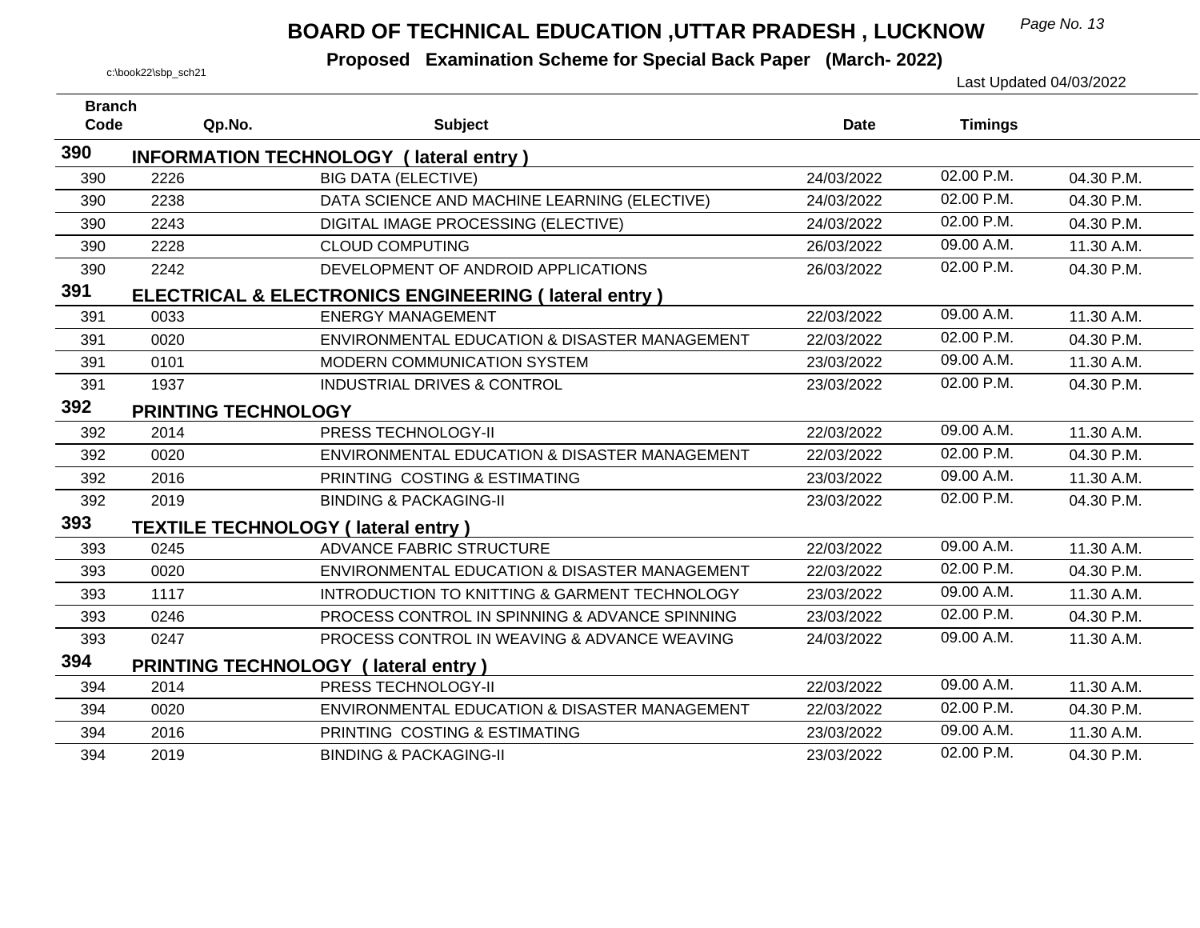# BOARD OF TECHNICAL EDUCATION ,UTTAR PRADESH , LUCKNOW

**Proposed Examination Scheme for Special Back Paper (March- 2022)**

c:\book22\sbp_sch21

Last Updated 04/03/2022

| Branch Code | Qp.No. | Subject | Date | Timings | |
|---|---|---|---|---|---|
| **390** | **INFORMATION TECHNOLOGY ( lateral entry )** | | | | |
| 390 | 2226 | BIG DATA (ELECTIVE) | 24/03/2022 | 02.00 P.M. | 04.30 P.M. |
| 390 | 2238 | DATA SCIENCE AND MACHINE LEARNING (ELECTIVE) | 24/03/2022 | 02.00 P.M. | 04.30 P.M. |
| 390 | 2243 | DIGITAL IMAGE PROCESSING (ELECTIVE) | 24/03/2022 | 02.00 P.M. | 04.30 P.M. |
| 390 | 2228 | CLOUD COMPUTING | 26/03/2022 | 09.00 A.M. | 11.30 A.M. |
| 390 | 2242 | DEVELOPMENT OF ANDROID APPLICATIONS | 26/03/2022 | 02.00 P.M. | 04.30 P.M. |
| **391** | **ELECTRICAL & ELECTRONICS ENGINEERING ( lateral entry )** | | | | |
| 391 | 0033 | ENERGY MANAGEMENT | 22/03/2022 | 09.00 A.M. | 11.30 A.M. |
| 391 | 0020 | ENVIRONMENTAL EDUCATION & DISASTER MANAGEMENT | 22/03/2022 | 02.00 P.M. | 04.30 P.M. |
| 391 | 0101 | MODERN COMMUNICATION SYSTEM | 23/03/2022 | 09.00 A.M. | 11.30 A.M. |
| 391 | 1937 | INDUSTRIAL DRIVES & CONTROL | 23/03/2022 | 02.00 P.M. | 04.30 P.M. |
| **392** | **PRINTING TECHNOLOGY** | | | | |
| 392 | 2014 | PRESS TECHNOLOGY-II | 22/03/2022 | 09.00 A.M. | 11.30 A.M. |
| 392 | 0020 | ENVIRONMENTAL EDUCATION & DISASTER MANAGEMENT | 22/03/2022 | 02.00 P.M. | 04.30 P.M. |
| 392 | 2016 | PRINTING COSTING & ESTIMATING | 23/03/2022 | 09.00 A.M. | 11.30 A.M. |
| 392 | 2019 | BINDING & PACKAGING-II | 23/03/2022 | 02.00 P.M. | 04.30 P.M. |
| **393** | **TEXTILE TECHNOLOGY ( lateral entry )** | | | | |
| 393 | 0245 | ADVANCE FABRIC STRUCTURE | 22/03/2022 | 09.00 A.M. | 11.30 A.M. |
| 393 | 0020 | ENVIRONMENTAL EDUCATION & DISASTER MANAGEMENT | 22/03/2022 | 02.00 P.M. | 04.30 P.M. |
| 393 | 1117 | INTRODUCTION TO KNITTING & GARMENT TECHNOLOGY | 23/03/2022 | 09.00 A.M. | 11.30 A.M. |
| 393 | 0246 | PROCESS CONTROL IN SPINNING & ADVANCE SPINNING | 23/03/2022 | 02.00 P.M. | 04.30 P.M. |
| 393 | 0247 | PROCESS CONTROL IN WEAVING & ADVANCE WEAVING | 24/03/2022 | 09.00 A.M. | 11.30 A.M. |
| **394** | **PRINTING TECHNOLOGY ( lateral entry )** | | | | |
| 394 | 2014 | PRESS TECHNOLOGY-II | 22/03/2022 | 09.00 A.M. | 11.30 A.M. |
| 394 | 0020 | ENVIRONMENTAL EDUCATION & DISASTER MANAGEMENT | 22/03/2022 | 02.00 P.M. | 04.30 P.M. |
| 394 | 2016 | PRINTING COSTING & ESTIMATING | 23/03/2022 | 09.00 A.M. | 11.30 A.M. |
| 394 | 2019 | BINDING & PACKAGING-II | 23/03/2022 | 02.00 P.M. | 04.30 P.M. |